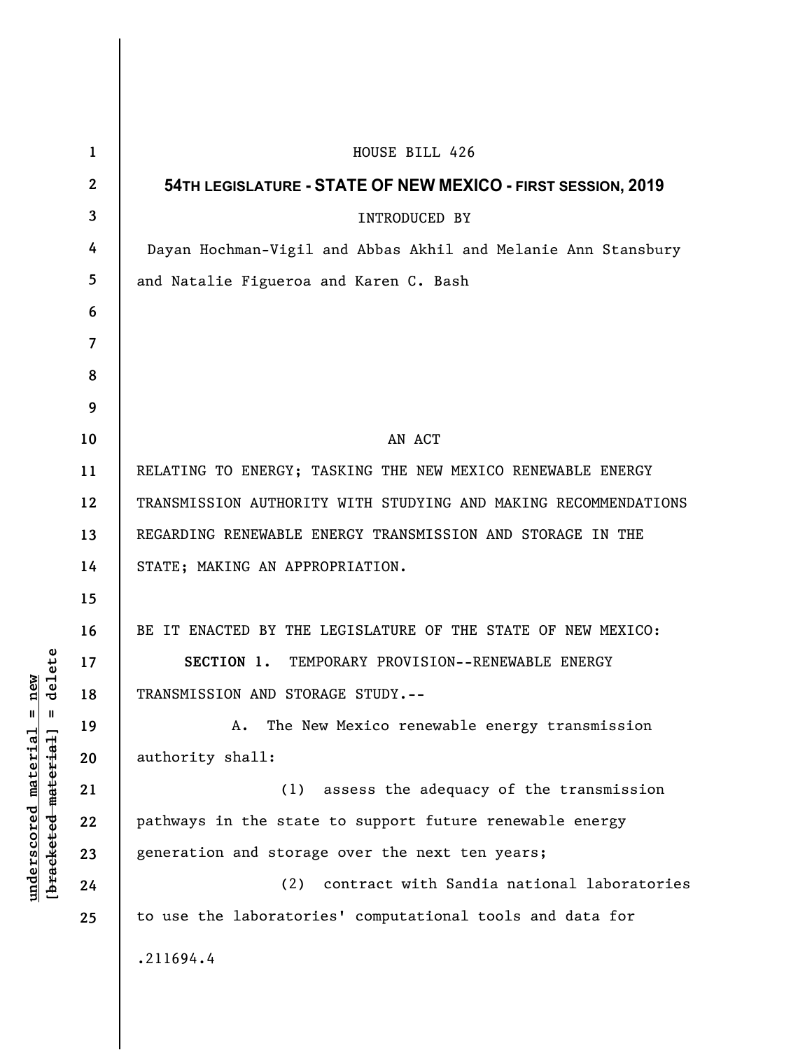HOUSE BILL 426

**54TH LEGISLATURE - STATE OF NEW MEXICO - FIRST SESSION, 2019**

INTRODUCED BY

Dayan Hochman-Vigil and Abbas Akhil and Melanie Ann Stansbury and Natalie Figueroa and Karen C. Bash

AN ACT

RELATING TO ENERGY; TASKING THE NEW MEXICO RENEWABLE ENERGY TRANSMISSION AUTHORITY WITH STUDYING AND MAKING RECOMMENDATIONS REGARDING RENEWABLE ENERGY TRANSMISSION AND STORAGE IN THE STATE; MAKING AN APPROPRIATION.

BE IT ENACTED BY THE LEGISLATURE OF THE STATE OF NEW MEXICO:

**SECTION 1.** TEMPORARY PROVISION--RENEWABLE ENERGY TRANSMISSION AND STORAGE STUDY.--

A. The New Mexico renewable energy transmission authority shall:

(1) assess the adequacy of the transmission pathways in the state to support future renewable energy generation and storage over the next ten years;

(2) contract with Sandia national laboratories to use the laboratories' computational tools and data for

.211694.4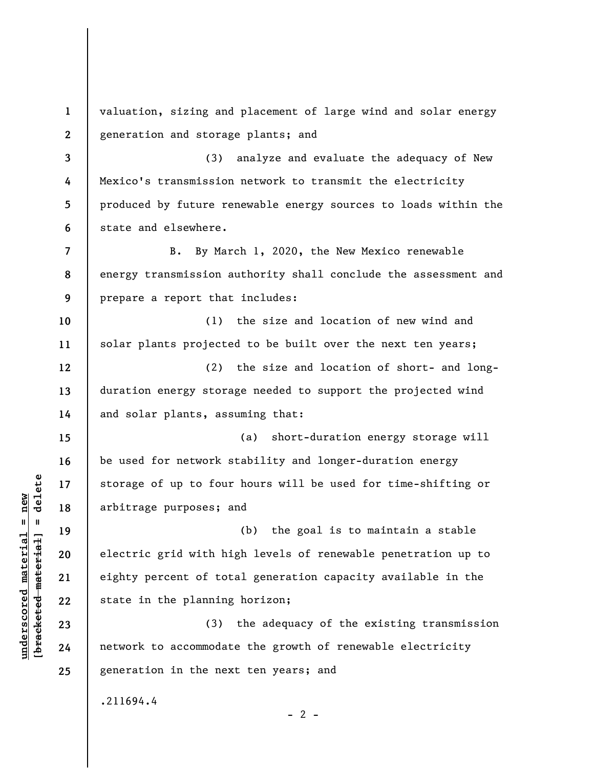valuation, sizing and placement of large wind and solar energy generation and storage plants; and

(3) analyze and evaluate the adequacy of New Mexico's transmission network to transmit the electricity produced by future renewable energy sources to loads within the state and elsewhere.

B. By March 1, 2020, the New Mexico renewable energy transmission authority shall conclude the assessment and prepare a report that includes:

(1) the size and location of new wind and solar plants projected to be built over the next ten years;

(2) the size and location of short- and long-duration energy storage needed to support the projected wind and solar plants, assuming that:

(a) short-duration energy storage will be used for network stability and longer-duration energy storage of up to four hours will be used for time-shifting or arbitrage purposes; and

(b) the goal is to maintain a stable electric grid with high levels of renewable penetration up to eighty percent of total generation capacity available in the state in the planning horizon;

(3) the adequacy of the existing transmission network to accommodate the growth of renewable electricity generation in the next ten years; and

.211694.4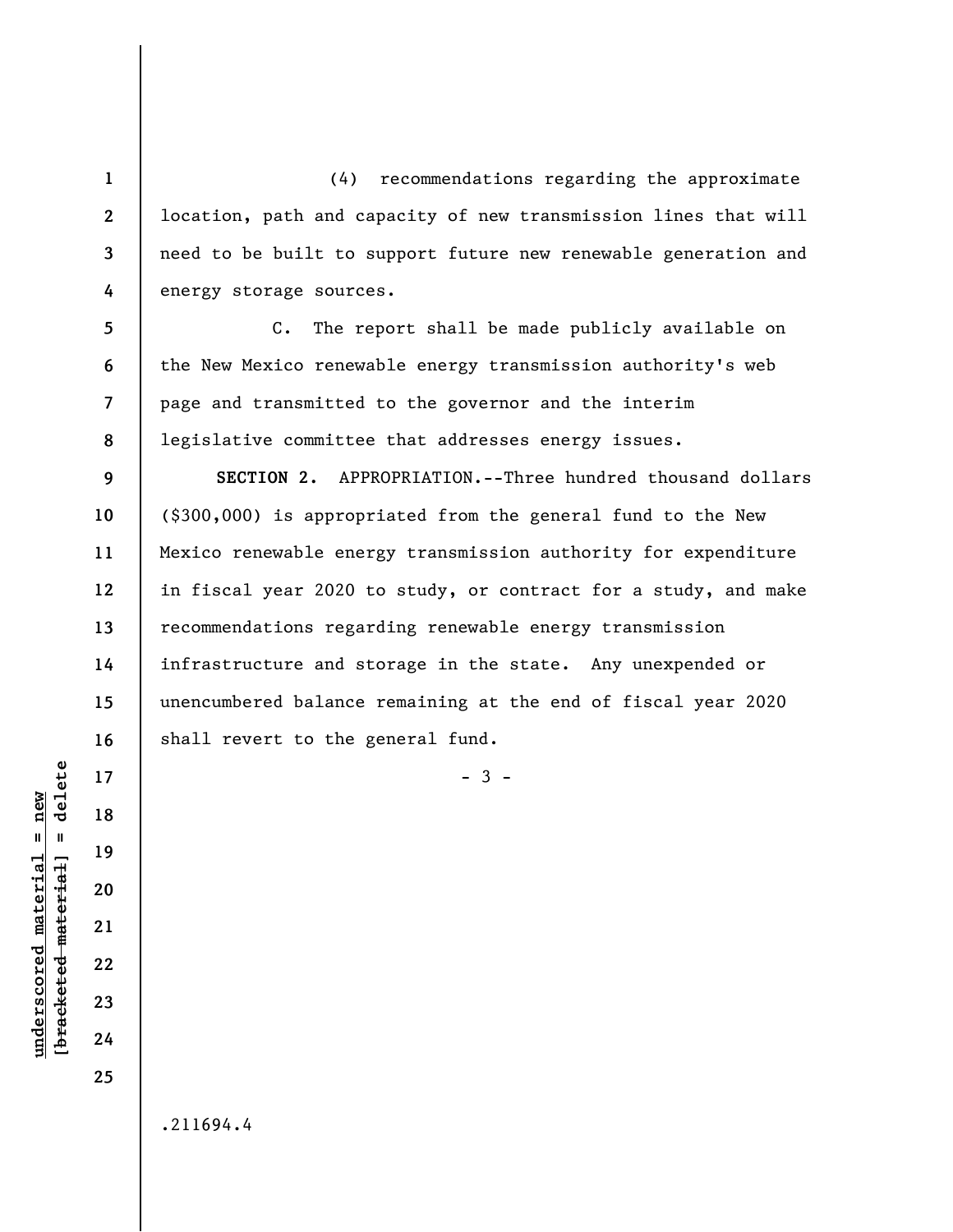(4) recommendations regarding the approximate location, path and capacity of new transmission lines that will need to be built to support future new renewable generation and energy storage sources.

C. The report shall be made publicly available on the New Mexico renewable energy transmission authority's web page and transmitted to the governor and the interim legislative committee that addresses energy issues.

**SECTION 2.** APPROPRIATION.--Three hundred thousand dollars ($300,000) is appropriated from the general fund to the New Mexico renewable energy transmission authority for expenditure in fiscal year 2020 to study, or contract for a study, and make recommendations regarding renewable energy transmission infrastructure and storage in the state. Any unexpended or unencumbered balance remaining at the end of fiscal year 2020 shall revert to the general fund.

.211694.4